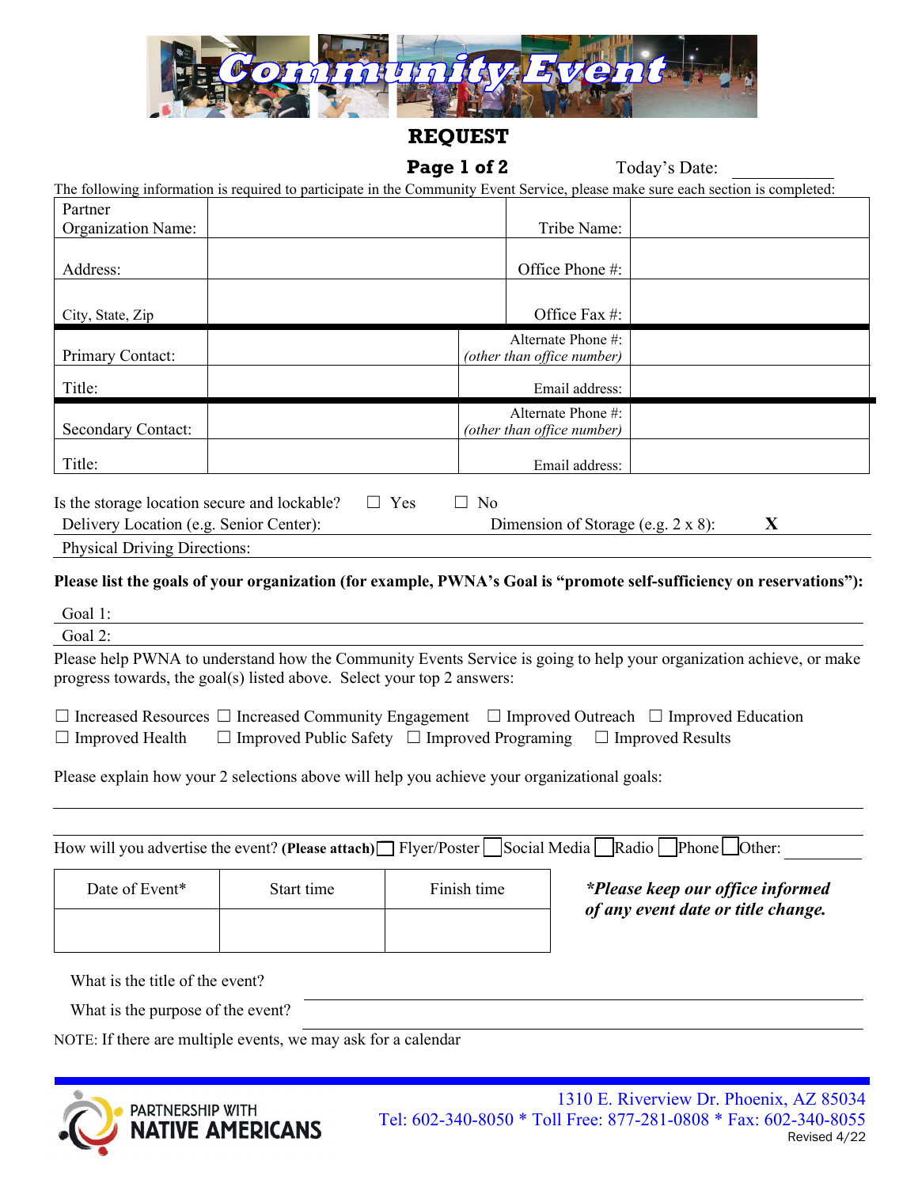# Community Event

## REQUEST

**Page 1 of 2** Today's Date: ___________

The following information is required to participate in the Community Event Service, please make sure each section is completed:

| Partner Organization Name: | | Tribe Name: | |
|---|---|---|---|
| Address: | | Office Phone #: | |
| City, State, Zip | | Office Fax #: | |
| Primary Contact: | | Alternate Phone #: *(other than office number)* | |
| Title: | | Email address: | |
| Secondary Contact: | | Alternate Phone #: *(other than office number)* | |
| Title: | | Email address: | |

Is the storage location secure and lockable? ☐ Yes ☐ No

Delivery Location (e.g. Senior Center): Dimension of Storage (e.g. 2 x 8): X

Physical Driving Directions:

**Please list the goals of your organization (for example, PWNA's Goal is "promote self-sufficiency on reservations"):**

Goal 1:

Goal 2:

Please help PWNA to understand how the Community Events Service is going to help your organization achieve, or make progress towards, the goal(s) listed above. Select your top 2 answers:

☐ Increased Resources ☐ Increased Community Engagement ☐ Improved Outreach ☐ Improved Education
☐ Improved Health ☐ Improved Public Safety ☐ Improved Programing ☐ Improved Results

Please explain how your 2 selections above will help you achieve your organizational goals:

How will you advertise the event? **(Please attach)** ☐ Flyer/Poster ☐ Social Media ☐ Radio ☐ Phone ☐ Other: ________

| Date of Event* | Start time | Finish time |
|---|---|---|
| | | |

***Please keep our office informed of any event date or title change.***

What is the title of the event?

What is the purpose of the event?

NOTE: If there are multiple events, we may ask for a calendar

PARTNERSHIP WITH NATIVE AMERICANS

1310 E. Riverview Dr. Phoenix, AZ 85034
Tel: 602-340-8050 * Toll Free: 877-281-0808 * Fax: 602-340-8055
Revised 4/22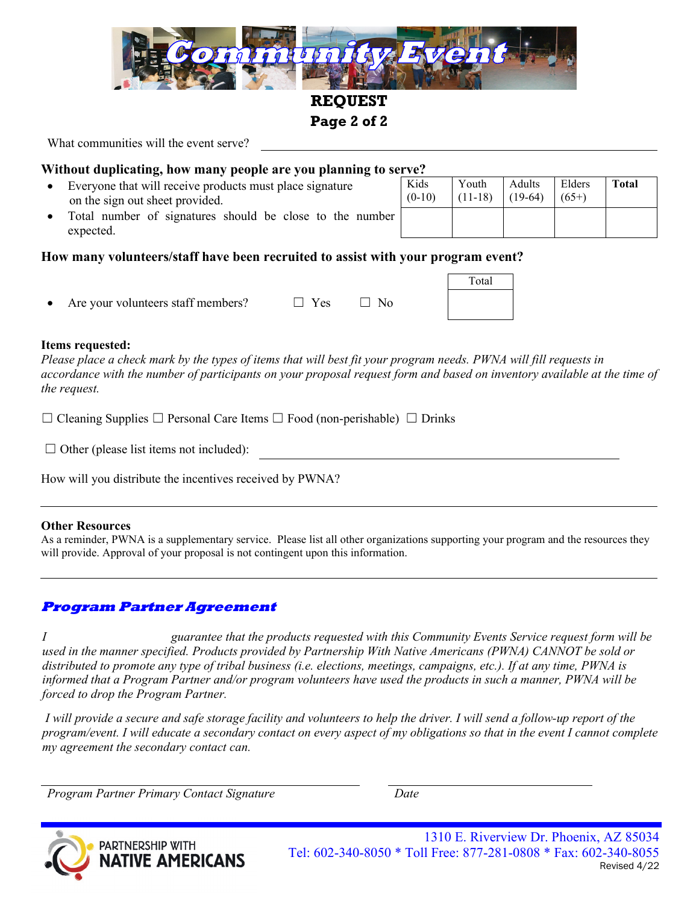# Community Event REQUEST

What communities will the event serve? ______________________________

### Without duplicating, how many people are you planning to serve?

- Everyone that will receive products must place signature on the sign out sheet provided.
- Total number of signatures should be close to the number expected.

| Kids (0-10) | Youth (11-18) | Adults (19-64) | Elders (65+) | **Total** |
|---|---|---|---|---|
| | | | | |

### How many volunteers/staff have been recruited to assist with your program event?

- Are your volunteers staff members? ☐ Yes ☐ No

| Total |
|---|
| |

**Items requested:**

*Please place a check mark by the types of items that will best fit your program needs. PWNA will fill requests in accordance with the number of participants on your proposal request form and based on inventory available at the time of the request.*

☐ Cleaning Supplies ☐ Personal Care Items ☐ Food (non-perishable) ☐ Drinks

☐ Other (please list items not included): ______________________________

How will you distribute the incentives received by PWNA?

______________________________

**Other Resources**

As a reminder, PWNA is a supplementary service. Please list all other organizations supporting your program and the resources they will provide. Approval of your proposal is not contingent upon this information.

______________________________

## *Program Partner Agreement*

*I ______________ guarantee that the products requested with this Community Events Service request form will be used in the manner specified. Products provided by Partnership With Native Americans (PWNA) CANNOT be sold or distributed to promote any type of tribal business (i.e. elections, meetings, campaigns, etc.). If at any time, PWNA is informed that a Program Partner and/or program volunteers have used the products in such a manner, PWNA will be forced to drop the Program Partner.*

*I will provide a secure and safe storage facility and volunteers to help the driver. I will send a follow-up report of the program/event. I will educate a secondary contact on every aspect of my obligations so that in the event I cannot complete my agreement the secondary contact can.*

______________________________ ______________________________
*Program Partner Primary Contact Signature* *Date*

PARTNERSHIP WITH NATIVE AMERICANS

1310 E. Riverview Dr. Phoenix, AZ 85034
Tel: 602-340-8050 * Toll Free: 877-281-0808 * Fax: 602-340-8055
Revised 4/22